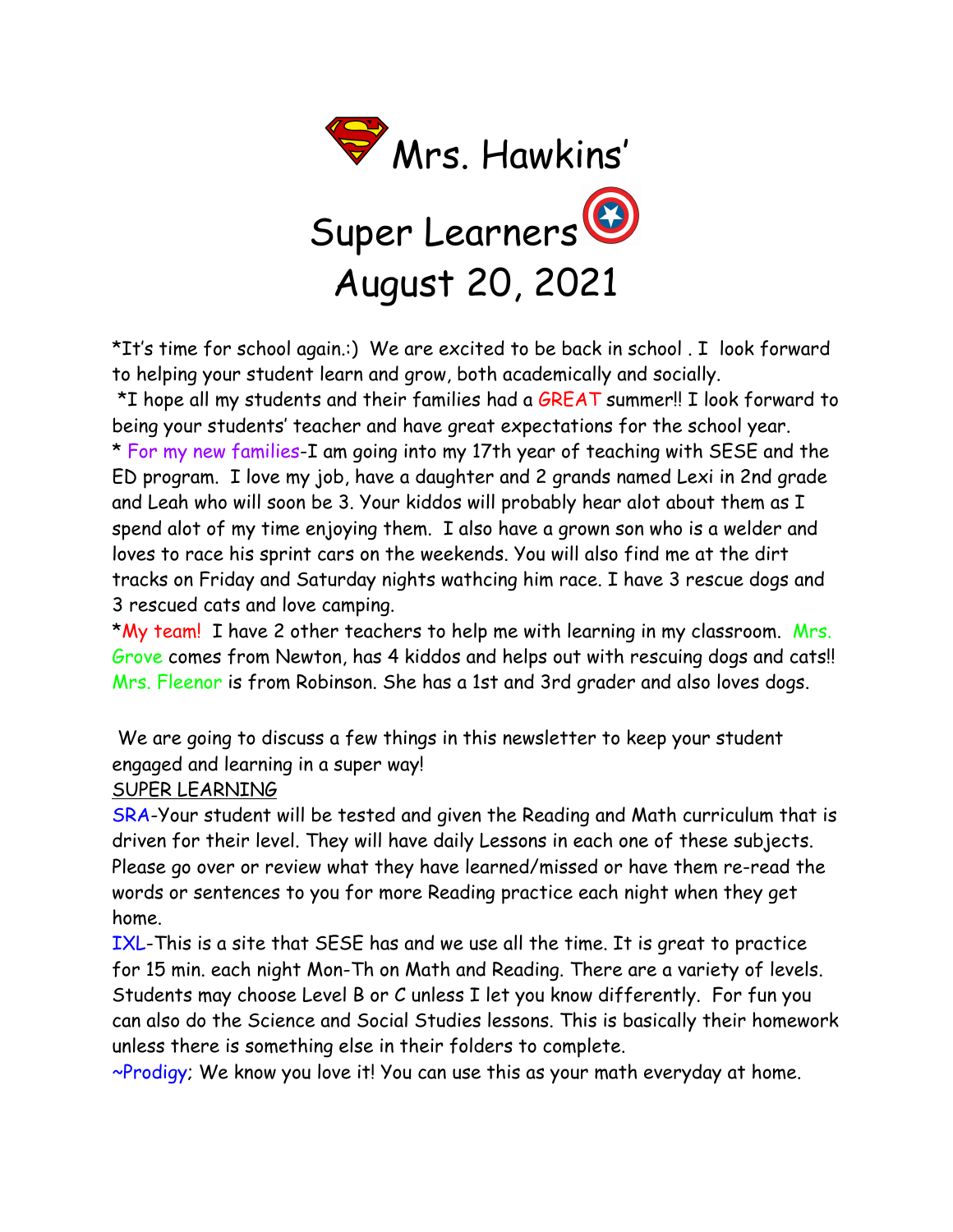# Mrs. Hawkins' Super Learners
# August 20, 2021

*It's time for school again.:) We are excited to be back in school . I look forward to helping your student learn and grow, both academically and socially.

*I hope all my students and their families had a GREAT summer!! I look forward to being your students' teacher and have great expectations for the school year.

* For my new families-I am going into my 17th year of teaching with SESE and the ED program. I love my job, have a daughter and 2 grands named Lexi in 2nd grade and Leah who will soon be 3. Your kiddos will probably hear alot about them as I spend alot of my time enjoying them. I also have a grown son who is a welder and loves to race his sprint cars on the weekends. You will also find me at the dirt tracks on Friday and Saturday nights wathcing him race. I have 3 rescue dogs and 3 rescued cats and love camping.

*My team! I have 2 other teachers to help me with learning in my classroom. Mrs. Grove comes from Newton, has 4 kiddos and helps out with rescuing dogs and cats!! Mrs. Fleenor is from Robinson. She has a 1st and 3rd grader and also loves dogs.

We are going to discuss a few things in this newsletter to keep your student engaged and learning in a super way!

<u>SUPER LEARNING</u>

SRA-Your student will be tested and given the Reading and Math curriculum that is driven for their level. They will have daily Lessons in each one of these subjects. Please go over or review what they have learned/missed or have them re-read the words or sentences to you for more Reading practice each night when they get home.

IXL-This is a site that SESE has and we use all the time. It is great to practice for 15 min. each night Mon-Th on Math and Reading. There are a variety of levels. Students may choose Level B or C unless I let you know differently. For fun you can also do the Science and Social Studies lessons. This is basically their homework unless there is something else in their folders to complete.

~Prodigy; We know you love it! You can use this as your math everyday at home.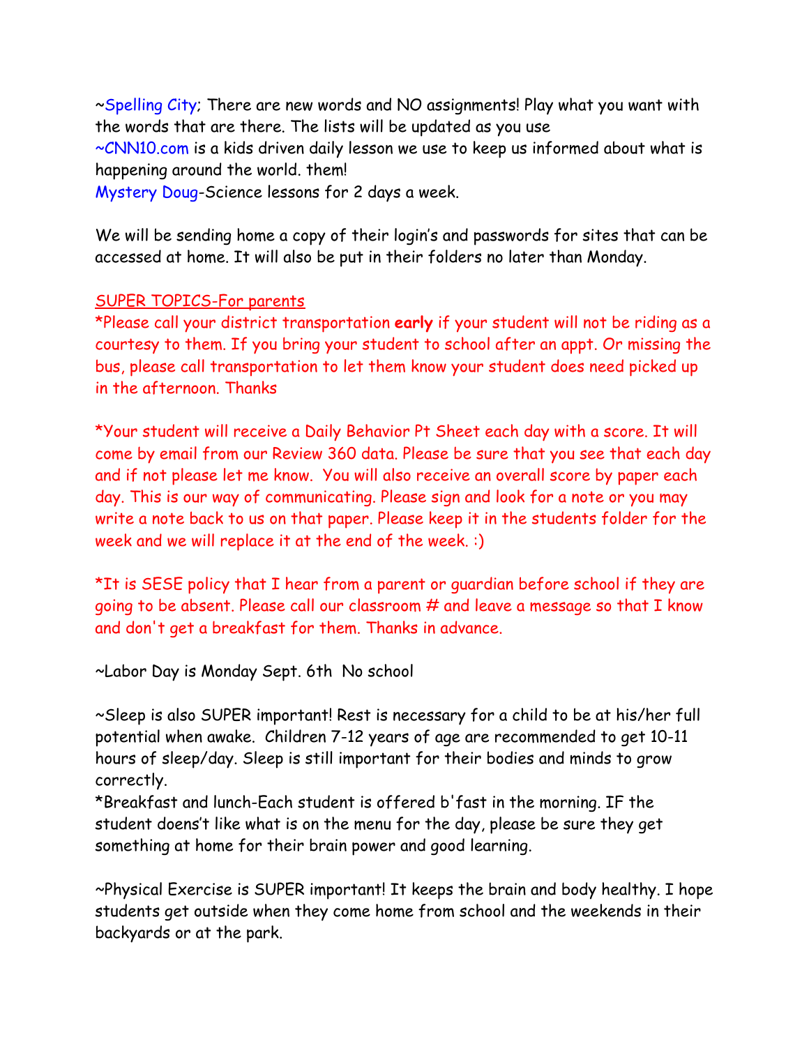~Spelling City; There are new words and NO assignments! Play what you want with the words that are there. The lists will be updated as you use
~CNN10.com is a kids driven daily lesson we use to keep us informed about what is happening around the world. them!
Mystery Doug-Science lessons for 2 days a week.

We will be sending home a copy of their login's and passwords for sites that can be accessed at home. It will also be put in their folders no later than Monday.

SUPER TOPICS-For parents

*Please call your district transportation **early** if your student will not be riding as a courtesy to them. If you bring your student to school after an appt. Or missing the bus, please call transportation to let them know your student does need picked up in the afternoon. Thanks

*Your student will receive a Daily Behavior Pt Sheet each day with a score. It will come by email from our Review 360 data. Please be sure that you see that each day and if not please let me know. You will also receive an overall score by paper each day. This is our way of communicating. Please sign and look for a note or you may write a note back to us on that paper. Please keep it in the students folder for the week and we will replace it at the end of the week. :)

*It is SESE policy that I hear from a parent or guardian before school if they are going to be absent. Please call our classroom # and leave a message so that I know and don't get a breakfast for them. Thanks in advance.

~Labor Day is Monday Sept. 6th No school

~Sleep is also SUPER important! Rest is necessary for a child to be at his/her full potential when awake. Children 7-12 years of age are recommended to get 10-11 hours of sleep/day. Sleep is still important for their bodies and minds to grow correctly.
*Breakfast and lunch-Each student is offered b'fast in the morning. IF the student doens't like what is on the menu for the day, please be sure they get something at home for their brain power and good learning.

~Physical Exercise is SUPER important! It keeps the brain and body healthy. I hope students get outside when they come home from school and the weekends in their backyards or at the park.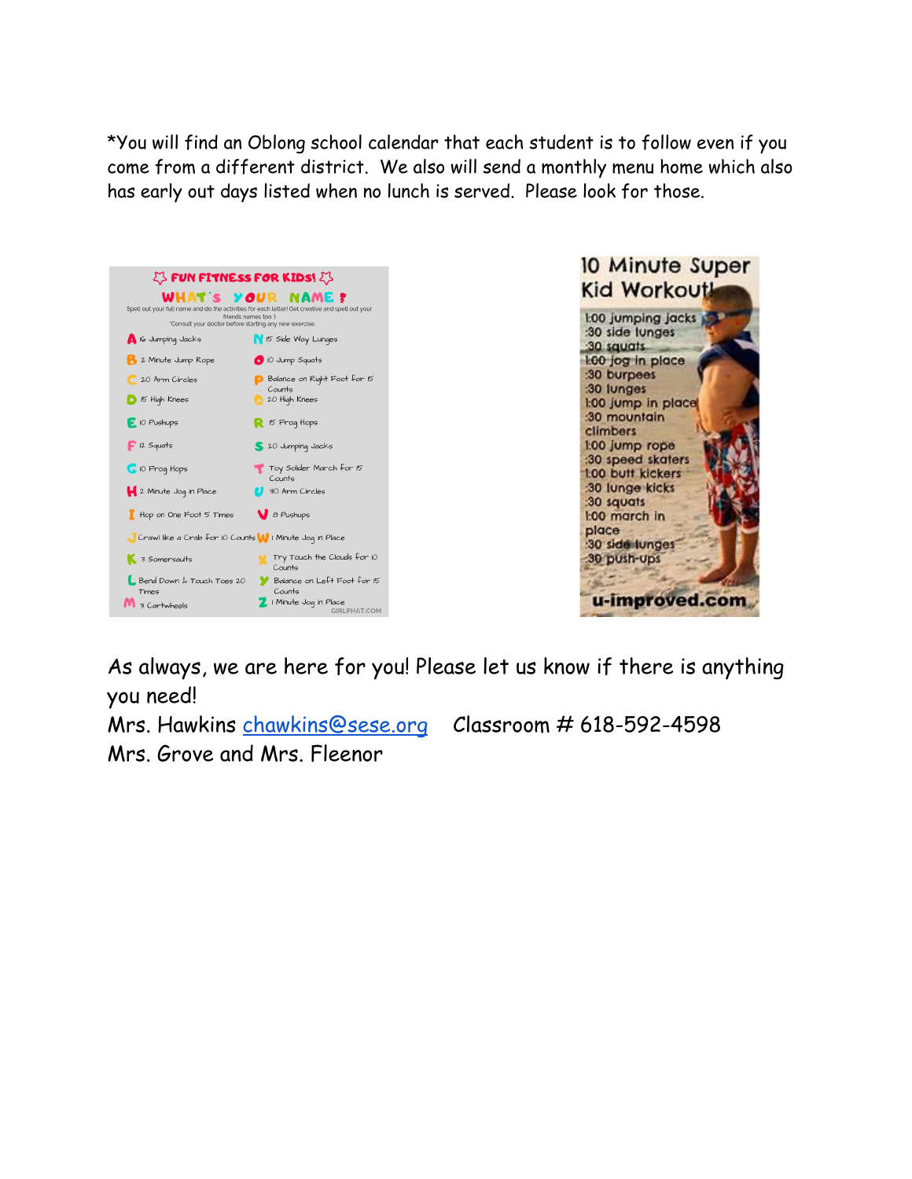*You will find an Oblong school calendar that each student is to follow even if you come from a different district. We also will send a monthly menu home which also has early out days listed when no lunch is served. Please look for those.

## FUN FITNESS FOR KIDS!

### WHAT'S YOUR NAME?

Spell out your full name and do the activities for each letter! Get creative and spell out your friends names too :)
*Consult your doctor before starting any new exercise.

- **A** 16 Jumping Jacks
- **B** 2 Minute Jump Rope
- **C** 20 Arm Circles
- **D** 15 High Knees
- **E** 10 Pushups
- **F** 12 Squats
- **G** 10 Frog Hops
- **H** 2 Minute Jog in Place
- **I** Hop on One Foot 5 Times
- **J** Crawl like a Crab for 10 Counts
- **K** 3 Somersaults
- **L** Bend Down & Touch Toes 20 Times
- **M** 3 Cartwheels
- **N** 15 Side Way Lunges
- **O** 10 Jump Squats
- **P** Balance on Right Foot for 15 Counts
- **Q** 20 High Knees
- **R** 15 Frog Hops
- **S** 20 Jumping Jacks
- **T** Toy Solider March for 15 Counts
- **U** 30 Arm Circles
- **V** 8 Pushups
- **W** 1 Minute Jog in Place
- **X** Try Touch the Clouds for 10 Counts
- **Y** Balance on Left Foot for 15 Counts
- **Z** 1 Minute Jog in Place

GIRLPHAT.COM

## 10 Minute Super Kid Workout!

- 1:00 jumping jacks
- :30 side lunges
- :30 squats
- 1:00 jog in place
- :30 burpees
- :30 lunges
- 1:00 jump in place
- :30 mountain climbers
- 1:00 jump rope
- :30 speed skaters
- 1:00 butt kickers
- :30 lunge kicks
- :30 squats
- 1:00 march in place
- :30 side lunges
- :30 push-ups

u-improved.com

As always, we are here for you! Please let us know if there is anything you need!

Mrs. Hawkins chawkins@sese.org    Classroom # 618-592-4598

Mrs. Grove and Mrs. Fleenor